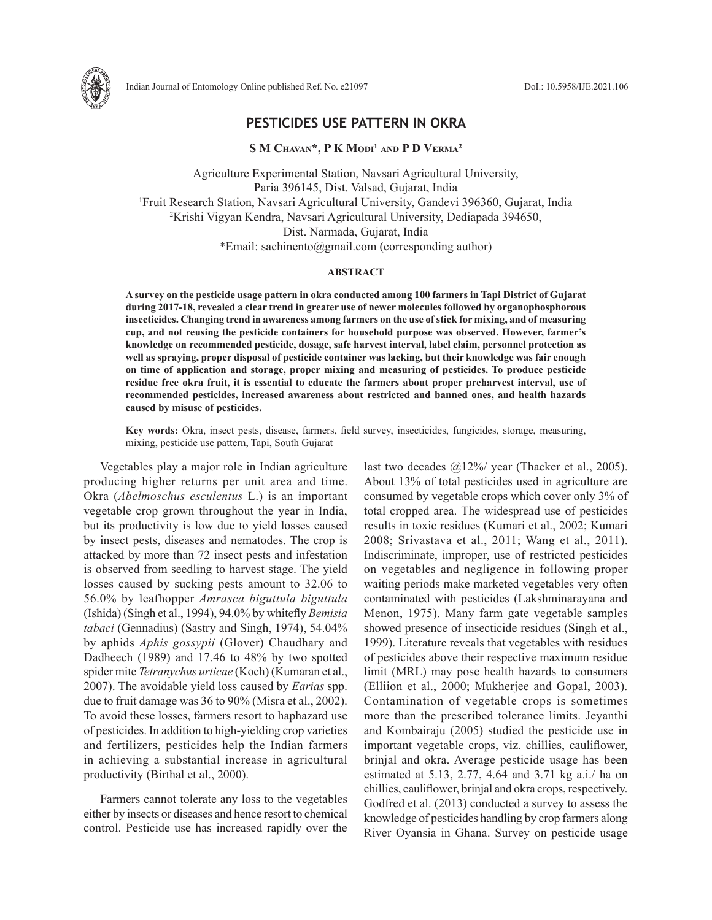# PESTICIDES USE PATTERN IN OKRA

**S M Chavan\*, P K Modi[1] and P D Verma[2]**

Agriculture Experimental Station, Navsari Agricultural University, Paria 396145, Dist. Valsad, Gujarat, India
[1]Fruit Research Station, Navsari Agricultural University, Gandevi 396360, Gujarat, India
[2]Krishi Vigyan Kendra, Navsari Agricultural University, Dediapada 394650, Dist. Narmada, Gujarat, India
\*Email: sachinento@gmail.com (corresponding author)

## ABSTRACT

**A survey on the pesticide usage pattern in okra conducted among 100 farmers in Tapi District of Gujarat during 2017-18, revealed a clear trend in greater use of newer molecules followed by organophosphorous insecticides. Changing trend in awareness among farmers on the use of stick for mixing, and of measuring cup, and not reusing the pesticide containers for household purpose was observed. However, farmer's knowledge on recommended pesticide, dosage, safe harvest interval, label claim, personnel protection as well as spraying, proper disposal of pesticide container was lacking, but their knowledge was fair enough on time of application and storage, proper mixing and measuring of pesticides. To produce pesticide residue free okra fruit, it is essential to educate the farmers about proper preharvest interval, use of recommended pesticides, increased awareness about restricted and banned ones, and health hazards caused by misuse of pesticides.**

**Key words:** Okra, insect pests, disease, farmers, field survey, insecticides, fungicides, storage, measuring, mixing, pesticide use pattern, Tapi, South Gujarat

Vegetables play a major role in Indian agriculture producing higher returns per unit area and time. Okra (*Abelmoschus esculentus* L.) is an important vegetable crop grown throughout the year in India, but its productivity is low due to yield losses caused by insect pests, diseases and nematodes. The crop is attacked by more than 72 insect pests and infestation is observed from seedling to harvest stage. The yield losses caused by sucking pests amount to 32.06 to 56.0% by leafhopper *Amrasca biguttula biguttula* (Ishida) (Singh et al., 1994), 94.0% by whitefly *Bemisia tabaci* (Gennadius) (Sastry and Singh, 1974), 54.04% by aphids *Aphis gossypii* (Glover) Chaudhary and Dadheech (1989) and 17.46 to 48% by two spotted spider mite *Tetranychus urticae* (Koch) (Kumaran et al., 2007). The avoidable yield loss caused by *Earias* spp. due to fruit damage was 36 to 90% (Misra et al., 2002). To avoid these losses, farmers resort to haphazard use of pesticides. In addition to high-yielding crop varieties and fertilizers, pesticides help the Indian farmers in achieving a substantial increase in agricultural productivity (Birthal et al., 2000).

Farmers cannot tolerate any loss to the vegetables either by insects or diseases and hence resort to chemical control. Pesticide use has increased rapidly over the last two decades @12%/ year (Thacker et al., 2005). About 13% of total pesticides used in agriculture are consumed by vegetable crops which cover only 3% of total cropped area. The widespread use of pesticides results in toxic residues (Kumari et al., 2002; Kumari 2008; Srivastava et al., 2011; Wang et al., 2011). Indiscriminate, improper, use of restricted pesticides on vegetables and negligence in following proper waiting periods make marketed vegetables very often contaminated with pesticides (Lakshminarayana and Menon, 1975). Many farm gate vegetable samples showed presence of insecticide residues (Singh et al., 1999). Literature reveals that vegetables with residues of pesticides above their respective maximum residue limit (MRL) may pose health hazards to consumers (Elliion et al., 2000; Mukherjee and Gopal, 2003). Contamination of vegetable crops is sometimes more than the prescribed tolerance limits. Jeyanthi and Kombairaju (2005) studied the pesticide use in important vegetable crops, viz. chillies, cauliflower, brinjal and okra. Average pesticide usage has been estimated at 5.13, 2.77, 4.64 and 3.71 kg a.i./ ha on chillies, cauliflower, brinjal and okra crops, respectively. Godfred et al. (2013) conducted a survey to assess the knowledge of pesticides handling by crop farmers along River Oyansia in Ghana. Survey on pesticide usage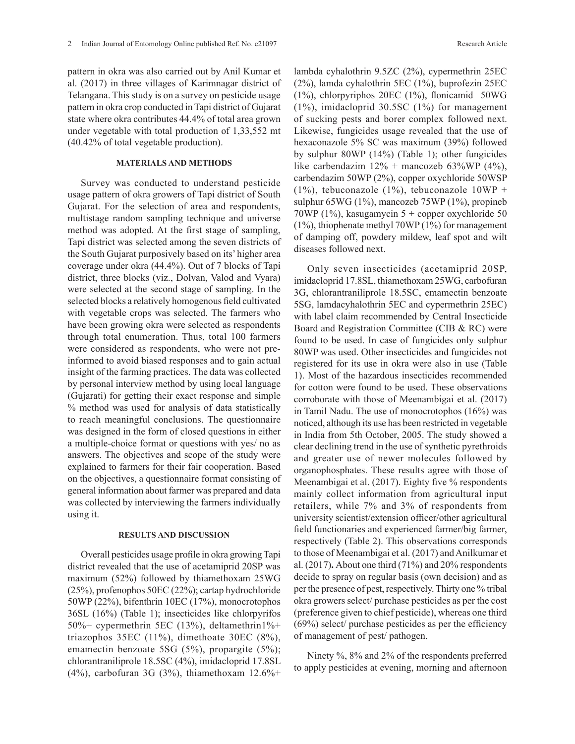pattern in okra was also carried out by Anil Kumar et al. (2017) in three villages of Karimnagar district of Telangana. This study is on a survey on pesticide usage pattern in okra crop conducted in Tapi district of Gujarat state where okra contributes 44.4% of total area grown under vegetable with total production of 1,33,552 mt (40.42% of total vegetable production).

## MATERIALS AND METHODS

Survey was conducted to understand pesticide usage pattern of okra growers of Tapi district of South Gujarat. For the selection of area and respondents, multistage random sampling technique and universe method was adopted. At the first stage of sampling, Tapi district was selected among the seven districts of the South Gujarat purposively based on its' higher area coverage under okra (44.4%). Out of 7 blocks of Tapi district, three blocks (viz., Dolvan, Valod and Vyara) were selected at the second stage of sampling. In the selected blocks a relatively homogenous field cultivated with vegetable crops was selected. The farmers who have been growing okra were selected as respondents through total enumeration. Thus, total 100 farmers were considered as respondents, who were not pre-informed to avoid biased responses and to gain actual insight of the farming practices. The data was collected by personal interview method by using local language (Gujarati) for getting their exact response and simple % method was used for analysis of data statistically to reach meaningful conclusions. The questionnaire was designed in the form of closed questions in either a multiple-choice format or questions with yes/ no as answers. The objectives and scope of the study were explained to farmers for their fair cooperation. Based on the objectives, a questionnaire format consisting of general information about farmer was prepared and data was collected by interviewing the farmers individually using it.

## RESULTS AND DISCUSSION

Overall pesticides usage profile in okra growing Tapi district revealed that the use of acetamiprid 20SP was maximum (52%) followed by thiamethoxam 25WG (25%), profenophos 50EC (22%); cartap hydrochloride 50WP (22%), bifenthrin 10EC (17%), monocrotophos 36SL (16%) (Table 1); insecticides like chlorpyrifos 50%+ cypermethrin 5EC (13%), deltamethrin1%+ triazophos 35EC (11%), dimethoate 30EC (8%), emamectin benzoate 5SG (5%), propargite (5%); chlorantraniliprole 18.5SC (4%), imidacloprid 17.8SL (4%), carbofuran 3G (3%), thiamethoxam 12.6%+ lambda cyhalothrin 9.5ZC (2%), cypermethrin 25EC (2%), lamda cyhalothrin 5EC (1%), buprofezin 25EC (1%), chlorpyriphos 20EC (1%), flonicamid 50WG (1%), imidacloprid 30.5SC (1%) for management of sucking pests and borer complex followed next. Likewise, fungicides usage revealed that the use of hexaconazole 5% SC was maximum (39%) followed by sulphur 80WP (14%) (Table 1); other fungicides like carbendazim 12% + mancozeb 63%WP (4%), carbendazim 50WP (2%), copper oxychloride 50WSP (1%), tebuconazole (1%), tebuconazole 10WP + sulphur 65WG (1%), mancozeb 75WP (1%), propineb 70WP (1%), kasugamycin 5 + copper oxychloride 50 (1%), thiophenate methyl 70WP (1%) for management of damping off, powdery mildew, leaf spot and wilt diseases followed next.

Only seven insecticides (acetamiprid 20SP, imidacloprid 17.8SL, thiamethoxam 25WG, carbofuran 3G, chlorantraniliprole 18.5SC, emamectin benzoate 5SG, lamdacyhalothrin 5EC and cypermethrin 25EC) with label claim recommended by Central Insecticide Board and Registration Committee (CIB & RC) were found to be used. In case of fungicides only sulphur 80WP was used. Other insecticides and fungicides not registered for its use in okra were also in use (Table 1). Most of the hazardous insecticides recommended for cotton were found to be used. These observations corroborate with those of Meenambigai et al. (2017) in Tamil Nadu. The use of monocrotophos (16%) was noticed, although its use has been restricted in vegetable in India from 5th October, 2005. The study showed a clear declining trend in the use of synthetic pyrethroids and greater use of newer molecules followed by organophosphates. These results agree with those of Meenambigai et al. (2017). Eighty five % respondents mainly collect information from agricultural input retailers, while 7% and 3% of respondents from university scientist/extension officer/other agricultural field functionaries and experienced farmer/big farmer, respectively (Table 2). This observations corresponds to those of Meenambigai et al. (2017) and Anilkumar et al. (2017)**.** About one third (71%) and 20% respondents decide to spray on regular basis (own decision) and as per the presence of pest, respectively. Thirty one % tribal okra growers select/ purchase pesticides as per the cost (preference given to chief pesticide), whereas one third (69%) select/ purchase pesticides as per the efficiency of management of pest/ pathogen.

Ninety %, 8% and 2% of the respondents preferred to apply pesticides at evening, morning and afternoon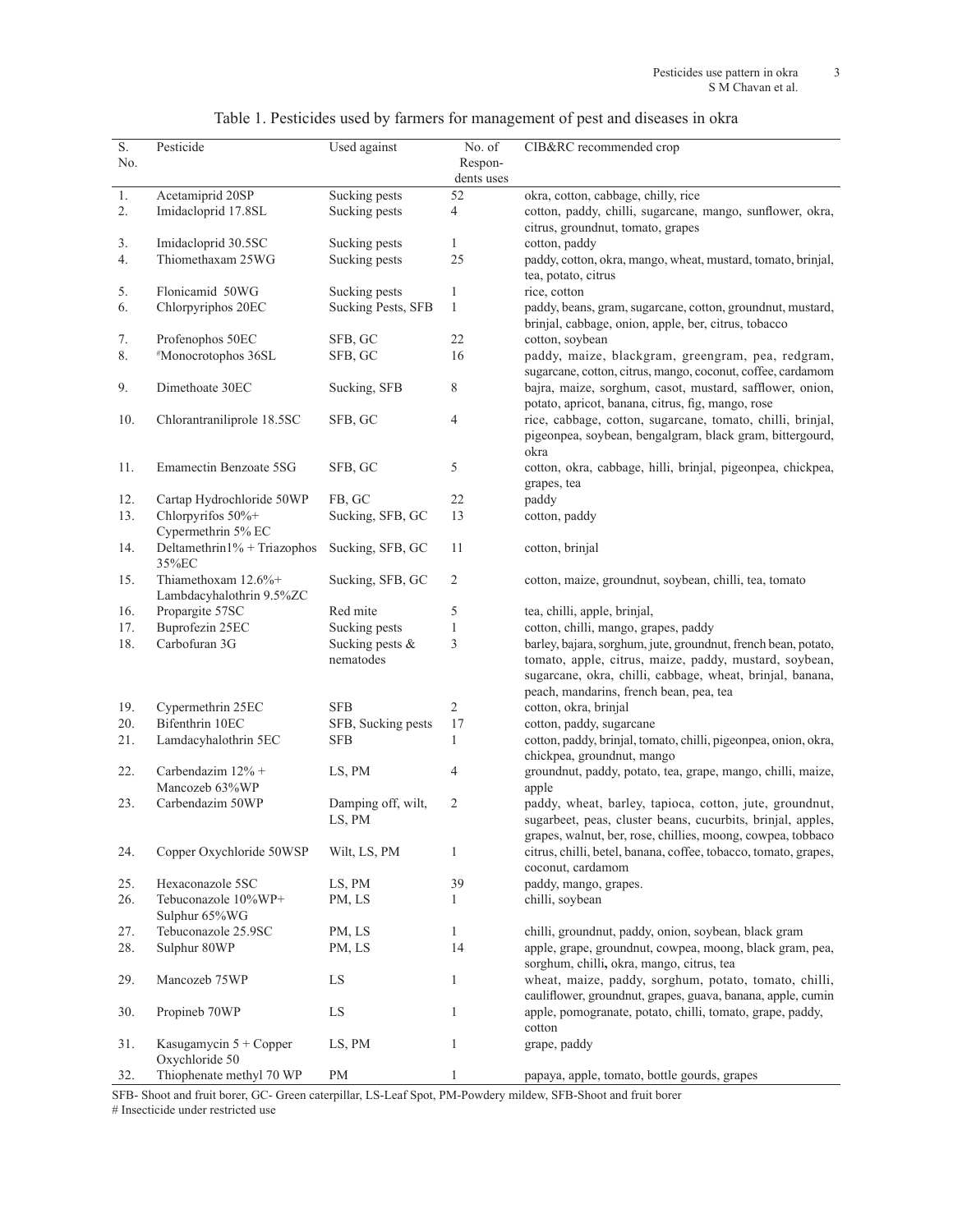Table 1. Pesticides used by farmers for management of pest and diseases in okra

| S. No. | Pesticide | Used against | No. of Respondents uses | CIB&RC recommended crop |
|---|---|---|---|---|
| 1. | Acetamiprid 20SP | Sucking pests | 52 | okra, cotton, cabbage, chilly, rice |
| 2. | Imidacloprid 17.8SL | Sucking pests | 4 | cotton, paddy, chilli, sugarcane, mango, sunflower, okra, citrus, groundnut, tomato, grapes |
| 3. | Imidacloprid 30.5SC | Sucking pests | 1 | cotton, paddy |
| 4. | Thiomethaxam 25WG | Sucking pests | 25 | paddy, cotton, okra, mango, wheat, mustard, tomato, brinjal, tea, potato, citrus |
| 5. | Flonicamid 50WG | Sucking pests | 1 | rice, cotton |
| 6. | Chlorpyriphos 20EC | Sucking Pests, SFB | 1 | paddy, beans, gram, sugarcane, cotton, groundnut, mustard, brinjal, cabbage, onion, apple, ber, citrus, tobacco |
| 7. | Profenophos 50EC | SFB, GC | 22 | cotton, soybean |
| 8. | #Monocrotophos 36SL | SFB, GC | 16 | paddy, maize, blackgram, greengram, pea, redgram, sugarcane, cotton, citrus, mango, coconut, coffee, cardamom |
| 9. | Dimethoate 30EC | Sucking, SFB | 8 | bajra, maize, sorghum, casot, mustard, safflower, onion, potato, apricot, banana, citrus, fig, mango, rose |
| 10. | Chlorantraniliprole 18.5SC | SFB, GC | 4 | rice, cabbage, cotton, sugarcane, tomato, chilli, brinjal, pigeonpea, soybean, bengalgram, black gram, bittergourd, okra |
| 11. | Emamectin Benzoate 5SG | SFB, GC | 5 | cotton, okra, cabbage, hilli, brinjal, pigeonpea, chickpea, grapes, tea |
| 12. | Cartap Hydrochloride 50WP | FB, GC | 22 | paddy |
| 13. | Chlorpyrifos 50%+ Cypermethrin 5% EC | Sucking, SFB, GC | 13 | cotton, paddy |
| 14. | Deltamethrin1% + Triazophos 35%EC | Sucking, SFB, GC | 11 | cotton, brinjal |
| 15. | Thiamethoxam 12.6%+ Lambdacyhalothrin 9.5%ZC | Sucking, SFB, GC | 2 | cotton, maize, groundnut, soybean, chilli, tea, tomato |
| 16. | Propargite 57SC | Red mite | 5 | tea, chilli, apple, brinjal, |
| 17. | Buprofezin 25EC | Sucking pests | 1 | cotton, chilli, mango, grapes, paddy |
| 18. | Carbofuran 3G | Sucking pests & nematodes | 3 | barley, bajara, sorghum, jute, groundnut, french bean, potato, tomato, apple, citrus, maize, paddy, mustard, soybean, sugarcane, okra, chilli, cabbage, wheat, brinjal, banana, peach, mandarins, french bean, pea, tea |
| 19. | Cypermethrin 25EC | SFB | 2 | cotton, okra, brinjal |
| 20. | Bifenthrin 10EC | SFB, Sucking pests | 17 | cotton, paddy, sugarcane |
| 21. | Lamdacyhalothrin 5EC | SFB | 1 | cotton, paddy, brinjal, tomato, chilli, pigeonpea, onion, okra, chickpea, groundnut, mango |
| 22. | Carbendazim 12% + Mancozeb 63%WP | LS, PM | 4 | groundnut, paddy, potato, tea, grape, mango, chilli, maize, apple |
| 23. | Carbendazim 50WP | Damping off, wilt, LS, PM | 2 | paddy, wheat, barley, tapioca, cotton, jute, groundnut, sugarbeet, peas, cluster beans, cucurbits, brinjal, apples, grapes, walnut, ber, rose, chillies, moong, cowpea, tobbaco |
| 24. | Copper Oxychloride 50WSP | Wilt, LS, PM | 1 | citrus, chilli, betel, banana, coffee, tobacco, tomato, grapes, coconut, cardamom |
| 25. | Hexaconazole 5SC | LS, PM | 39 | paddy, mango, grapes. |
| 26. | Tebuconazole 10%WP+ Sulphur 65%WG | PM, LS | 1 | chilli, soybean |
| 27. | Tebuconazole 25.9SC | PM, LS | 1 | chilli, groundnut, paddy, onion, soybean, black gram |
| 28. | Sulphur 80WP | PM, LS | 14 | apple, grape, groundnut, cowpea, moong, black gram, pea, sorghum, chilli, okra, mango, citrus, tea |
| 29. | Mancozeb 75WP | LS | 1 | wheat, maize, paddy, sorghum, potato, tomato, chilli, cauliflower, groundnut, grapes, guava, banana, apple, cumin |
| 30. | Propineb 70WP | LS | 1 | apple, pomogranate, potato, chilli, tomato, grape, paddy, cotton |
| 31. | Kasugamycin 5 + Copper Oxychloride 50 | LS, PM | 1 | grape, paddy |
| 32. | Thiophenate methyl 70 WP | PM | 1 | papaya, apple, tomato, bottle gourds, grapes |

SFB- Shoot and fruit borer, GC- Green caterpillar, LS-Leaf Spot, PM-Powdery mildew, SFB-Shoot and fruit borer

\# Insecticide under restricted use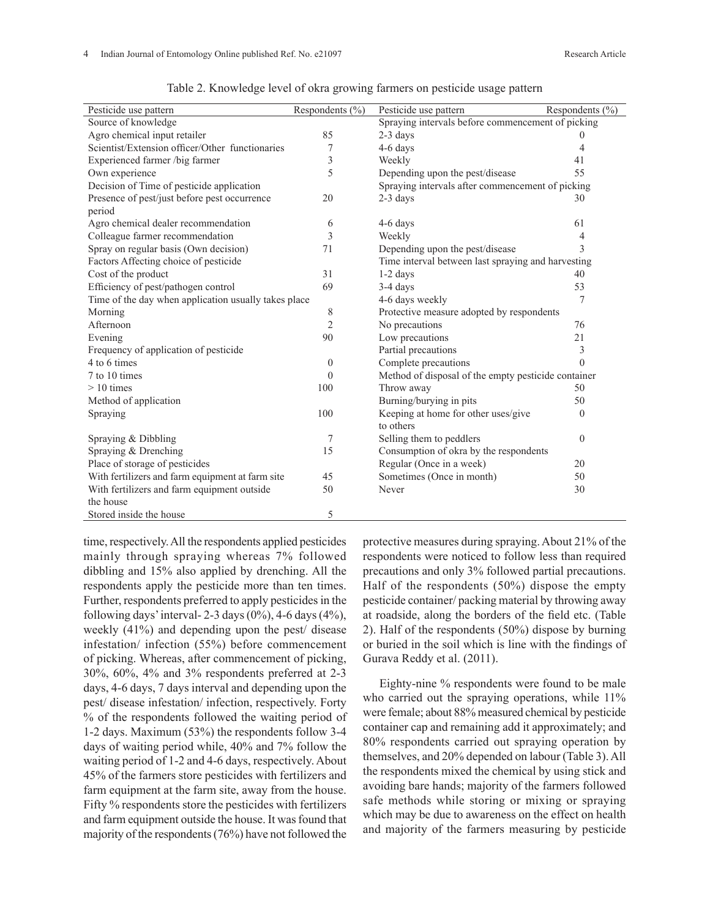Table 2. Knowledge level of okra growing farmers on pesticide usage pattern

| Pesticide use pattern | Respondents (%) | Pesticide use pattern | Respondents (%) |
|---|---|---|---|
| Source of knowledge | | Spraying intervals before commencement of picking | |
| Agro chemical input retailer | 85 | 2-3 days | 0 |
| Scientist/Extension officer/Other functionaries | 7 | 4-6 days | 4 |
| Experienced farmer /big farmer | 3 | Weekly | 41 |
| Own experience | 5 | Depending upon the pest/disease | 55 |
| Decision of Time of pesticide application | | Spraying intervals after commencement of picking | |
| Presence of pest/just before pest occurrence period | 20 | 2-3 days | 30 |
| Agro chemical dealer recommendation | 6 | 4-6 days | 61 |
| Colleague farmer recommendation | 3 | Weekly | 4 |
| Spray on regular basis (Own decision) | 71 | Depending upon the pest/disease | 3 |
| Factors Affecting choice of pesticide | | Time interval between last spraying and harvesting | |
| Cost of the product | 31 | 1-2 days | 40 |
| Efficiency of pest/pathogen control | 69 | 3-4 days | 53 |
| Time of the day when application usually takes place | | 4-6 days weekly | 7 |
| Morning | 8 | Protective measure adopted by respondents | |
| Afternoon | 2 | No precautions | 76 |
| Evening | 90 | Low precautions | 21 |
| Frequency of application of pesticide | | Partial precautions | 3 |
| 4 to 6 times | 0 | Complete precautions | 0 |
| 7 to 10 times | 0 | Method of disposal of the empty pesticide container | |
| > 10 times | 100 | Throw away | 50 |
| Method of application | | Burning/burying in pits | 50 |
| Spraying | 100 | Keeping at home for other uses/give to others | 0 |
| Spraying & Dibbling | 7 | Selling them to peddlers | 0 |
| Spraying & Drenching | 15 | Consumption of okra by the respondents | |
| Place of storage of pesticides | | Regular (Once in a week) | 20 |
| With fertilizers and farm equipment at farm site | 45 | Sometimes (Once in month) | 50 |
| With fertilizers and farm equipment outside the house | 50 | Never | 30 |
| Stored inside the house | 5 | | |

time, respectively. All the respondents applied pesticides mainly through spraying whereas 7% followed dibbling and 15% also applied by drenching. All the respondents apply the pesticide more than ten times. Further, respondents preferred to apply pesticides in the following days' interval- 2-3 days (0%), 4-6 days (4%), weekly (41%) and depending upon the pest/ disease infestation/ infection (55%) before commencement of picking. Whereas, after commencement of picking, 30%, 60%, 4% and 3% respondents preferred at 2-3 days, 4-6 days, 7 days interval and depending upon the pest/ disease infestation/ infection, respectively. Forty % of the respondents followed the waiting period of 1-2 days. Maximum (53%) the respondents follow 3-4 days of waiting period while, 40% and 7% follow the waiting period of 1-2 and 4-6 days, respectively. About 45% of the farmers store pesticides with fertilizers and farm equipment at the farm site, away from the house. Fifty % respondents store the pesticides with fertilizers and farm equipment outside the house. It was found that majority of the respondents (76%) have not followed the protective measures during spraying. About 21% of the respondents were noticed to follow less than required precautions and only 3% followed partial precautions. Half of the respondents (50%) dispose the empty pesticide container/ packing material by throwing away at roadside, along the borders of the field etc. (Table 2). Half of the respondents (50%) dispose by burning or buried in the soil which is line with the findings of Gurava Reddy et al. (2011).

Eighty-nine % respondents were found to be male who carried out the spraying operations, while 11% were female; about 88% measured chemical by pesticide container cap and remaining add it approximately; and 80% respondents carried out spraying operation by themselves, and 20% depended on labour (Table 3). All the respondents mixed the chemical by using stick and avoiding bare hands; majority of the farmers followed safe methods while storing or mixing or spraying which may be due to awareness on the effect on health and majority of the farmers measuring by pesticide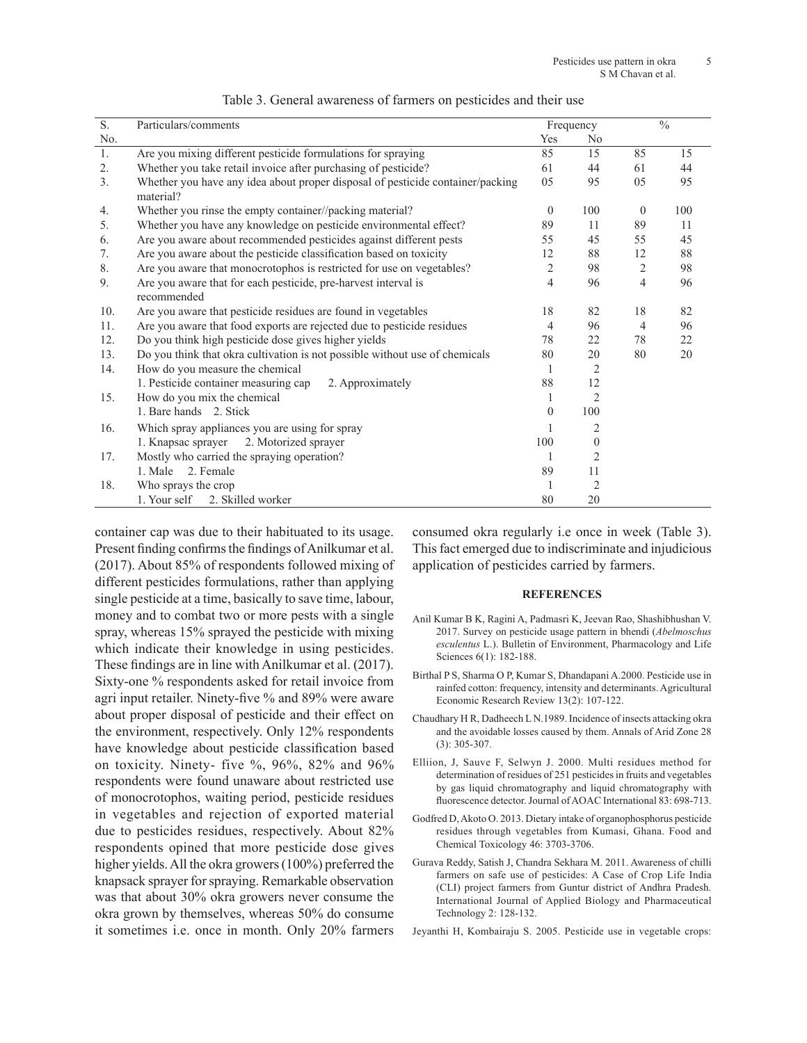Table 3. General awareness of farmers on pesticides and their use

| S. No. | Particulars/comments | Frequency | | % | |
|---|---|---|---|---|---|
| | | Yes | No | | |
| 1. | Are you mixing different pesticide formulations for spraying | 85 | 15 | 85 | 15 |
| 2. | Whether you take retail invoice after purchasing of pesticide? | 61 | 44 | 61 | 44 |
| 3. | Whether you have any idea about proper disposal of pesticide container/packing material? | 05 | 95 | 05 | 95 |
| 4. | Whether you rinse the empty container//packing material? | 0 | 100 | 0 | 100 |
| 5. | Whether you have any knowledge on pesticide environmental effect? | 89 | 11 | 89 | 11 |
| 6. | Are you aware about recommended pesticides against different pests | 55 | 45 | 55 | 45 |
| 7. | Are you aware about the pesticide classification based on toxicity | 12 | 88 | 12 | 88 |
| 8. | Are you aware that monocrotophos is restricted for use on vegetables? | 2 | 98 | 2 | 98 |
| 9. | Are you aware that for each pesticide, pre-harvest interval is recommended | 4 | 96 | 4 | 96 |
| 10. | Are you aware that pesticide residues are found in vegetables | 18 | 82 | 18 | 82 |
| 11. | Are you aware that food exports are rejected due to pesticide residues | 4 | 96 | 4 | 96 |
| 12. | Do you think high pesticide dose gives higher yields | 78 | 22 | 78 | 22 |
| 13. | Do you think that okra cultivation is not possible without use of chemicals | 80 | 20 | 80 | 20 |
| 14. | How do you measure the chemical | 1 | 2 | | |
| | 1. Pesticide container measuring cap    2. Approximately | 88 | 12 | | |
| 15. | How do you mix the chemical | 1 | 2 | | |
| | 1. Bare hands    2. Stick | 0 | 100 | | |
| 16. | Which spray appliances you are using for spray | 1 | 2 | | |
| | 1. Knapsac sprayer    2. Motorized sprayer | 100 | 0 | | |
| 17. | Mostly who carried the spraying operation? | 1 | 2 | | |
| | 1. Male    2. Female | 89 | 11 | | |
| 18. | Who sprays the crop | 1 | 2 | | |
| | 1. Your self    2. Skilled worker | 80 | 20 | | |

container cap was due to their habituated to its usage. Present finding confirms the findings of Anilkumar et al. (2017). About 85% of respondents followed mixing of different pesticides formulations, rather than applying single pesticide at a time, basically to save time, labour, money and to combat two or more pests with a single spray, whereas 15% sprayed the pesticide with mixing which indicate their knowledge in using pesticides. These findings are in line with Anilkumar et al. (2017). Sixty-one % respondents asked for retail invoice from agri input retailer. Ninety-five % and 89% were aware about proper disposal of pesticide and their effect on the environment, respectively. Only 12% respondents have knowledge about pesticide classification based on toxicity. Ninety- five %, 96%, 82% and 96% respondents were found unaware about restricted use of monocrotophos, waiting period, pesticide residues in vegetables and rejection of exported material due to pesticides residues, respectively. About 82% respondents opined that more pesticide dose gives higher yields. All the okra growers (100%) preferred the knapsack sprayer for spraying. Remarkable observation was that about 30% okra growers never consume the okra grown by themselves, whereas 50% do consume it sometimes i.e. once in month. Only 20% farmers consumed okra regularly i.e once in week (Table 3). This fact emerged due to indiscriminate and injudicious application of pesticides carried by farmers.

## REFERENCES

Anil Kumar B K, Ragini A, Padmasri K, Jeevan Rao, Shashibhushan V. 2017. Survey on pesticide usage pattern in bhendi (*Abelmoschus esculentus* L.). Bulletin of Environment, Pharmacology and Life Sciences 6(1): 182-188.

Birthal P S, Sharma O P, Kumar S, Dhandapani A. 2000. Pesticide use in rainfed cotton: frequency, intensity and determinants. Agricultural Economic Research Review 13(2): 107-122.

Chaudhary H R, Dadheech L N. 1989. Incidence of insects attacking okra and the avoidable losses caused by them. Annals of Arid Zone 28 (3): 305-307.

Elliion, J, Sauve F, Selwyn J. 2000. Multi residues method for determination of residues of 251 pesticides in fruits and vegetables by gas liquid chromatography and liquid chromatography with fluorescence detector. Journal of AOAC International 83: 698-713.

Godfred D, Akoto O. 2013. Dietary intake of organophosphorus pesticide residues through vegetables from Kumasi, Ghana. Food and Chemical Toxicology 46: 3703-3706.

Gurava Reddy, Satish J, Chandra Sekhara M. 2011. Awareness of chilli farmers on safe use of pesticides: A Case of Crop Life India (CLI) project farmers from Guntur district of Andhra Pradesh. International Journal of Applied Biology and Pharmaceutical Technology 2: 128-132.

Jeyanthi H, Kombairaju S. 2005. Pesticide use in vegetable crops: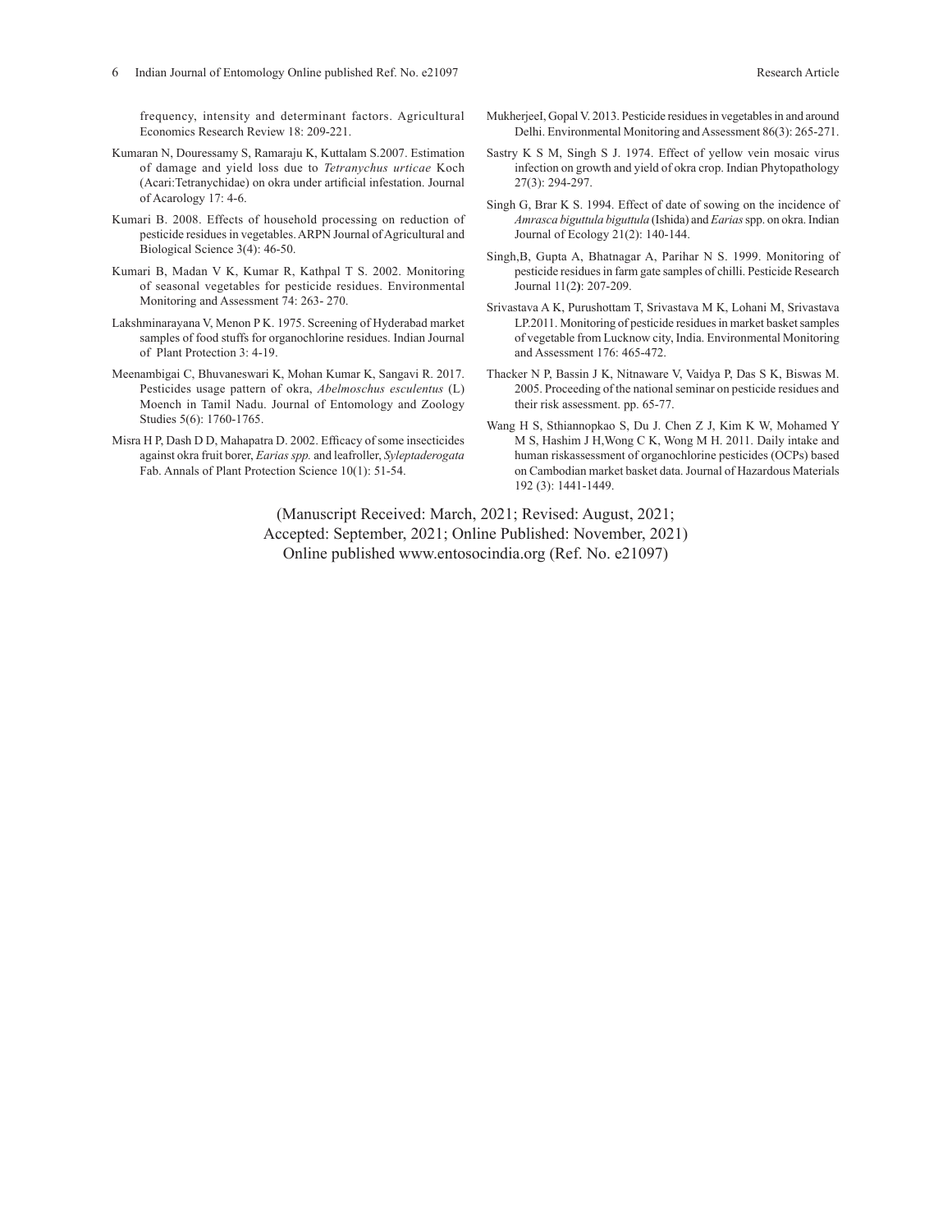frequency, intensity and determinant factors. Agricultural Economics Research Review 18: 209-221.

Kumaran N, Douressamy S, Ramaraju K, Kuttalam S.2007. Estimation of damage and yield loss due to *Tetranychus urticae* Koch (Acari:Tetranychidae) on okra under artificial infestation. Journal of Acarology 17: 4-6.

Kumari B. 2008. Effects of household processing on reduction of pesticide residues in vegetables. ARPN Journal of Agricultural and Biological Science 3(4): 46-50.

Kumari B, Madan V K, Kumar R, Kathpal T S. 2002. Monitoring of seasonal vegetables for pesticide residues. Environmental Monitoring and Assessment 74: 263- 270.

Lakshminarayana V, Menon P K. 1975. Screening of Hyderabad market samples of food stuffs for organochlorine residues. Indian Journal of Plant Protection 3: 4-19.

Meenambigai C, Bhuvaneswari K, Mohan Kumar K, Sangavi R. 2017. Pesticides usage pattern of okra, *Abelmoschus esculentus* (L) Moench in Tamil Nadu. Journal of Entomology and Zoology Studies 5(6): 1760-1765.

Misra H P, Dash D D, Mahapatra D. 2002. Efficacy of some insecticides against okra fruit borer, *Earias spp.* and leafroller, *Syleptaderogata* Fab. Annals of Plant Protection Science 10(1): 51-54.

MukherjeeI, Gopal V. 2013. Pesticide residues in vegetables in and around Delhi. Environmental Monitoring and Assessment 86(3): 265-271.

Sastry K S M, Singh S J. 1974. Effect of yellow vein mosaic virus infection on growth and yield of okra crop. Indian Phytopathology 27(3): 294-297.

Singh G, Brar K S. 1994. Effect of date of sowing on the incidence of *Amrasca biguttula biguttula* (Ishida) and *Earias* spp. on okra. Indian Journal of Ecology 21(2): 140-144.

Singh,B, Gupta A, Bhatnagar A, Parihar N S. 1999. Monitoring of pesticide residues in farm gate samples of chilli. Pesticide Research Journal 11(2): 207-209.

Srivastava A K, Purushottam T, Srivastava M K, Lohani M, Srivastava LP.2011. Monitoring of pesticide residues in market basket samples of vegetable from Lucknow city, India. Environmental Monitoring and Assessment 176: 465-472.

Thacker N P, Bassin J K, Nitnaware V, Vaidya P, Das S K, Biswas M. 2005. Proceeding of the national seminar on pesticide residues and their risk assessment. pp. 65-77.

Wang H S, Sthiannopkao S, Du J. Chen Z J, Kim K W, Mohamed Y M S, Hashim J H,Wong C K, Wong M H. 2011. Daily intake and human riskassessment of organochlorine pesticides (OCPs) based on Cambodian market basket data. Journal of Hazardous Materials 192 (3): 1441-1449.

(Manuscript Received: March, 2021; Revised: August, 2021; Accepted: September, 2021; Online Published: November, 2021)
Online published www.entosocindia.org (Ref. No. e21097)